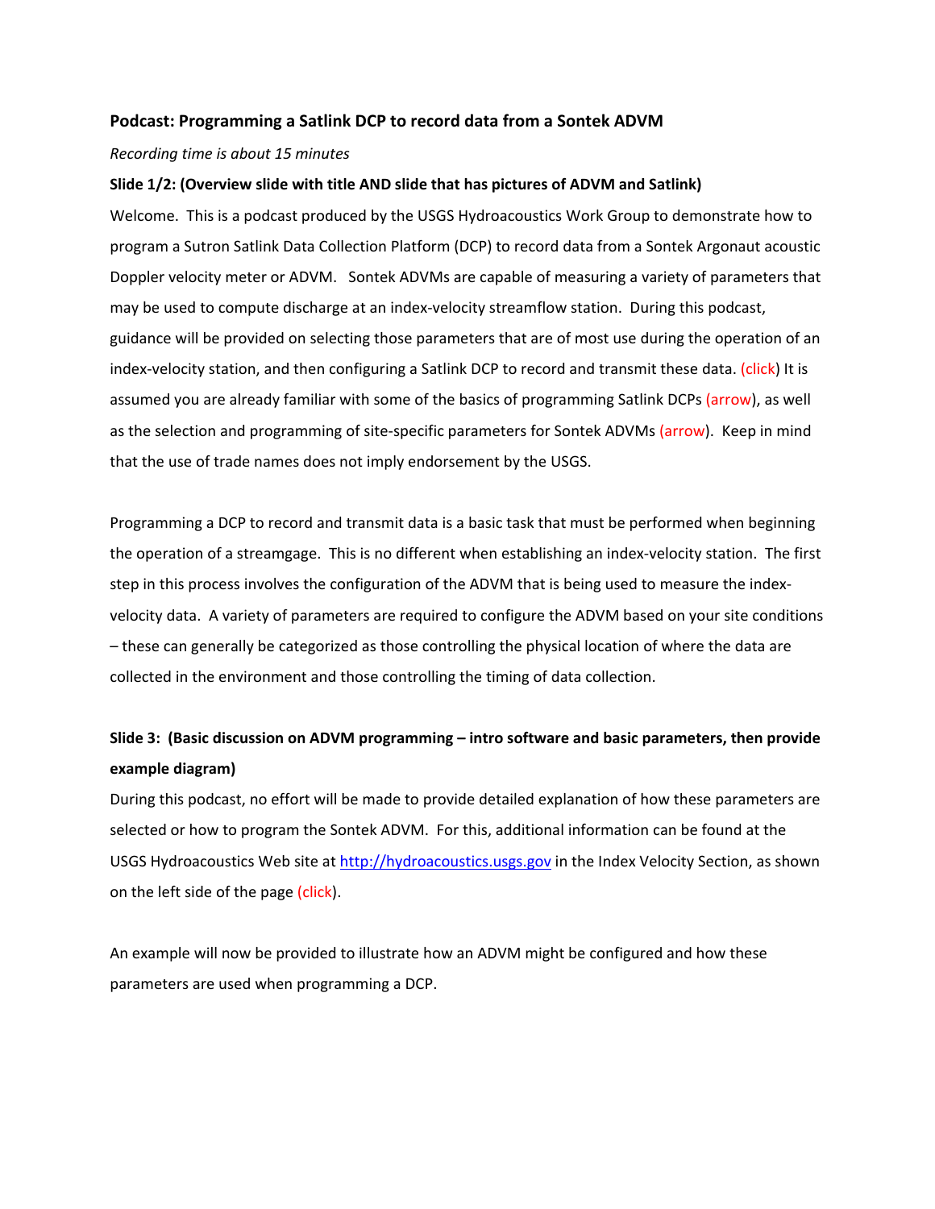**Podcast: Programming a Satlink DCP to record data from a Sontek ADVM**

*Recording time is about 15 minutes*

**Slide 1/2: (Overview slide with title AND slide that has pictures of ADVM and Satlink)**

Welcome. This is a podcast produced by the USGS Hydroacoustics Work Group to demonstrate how to program a Sutron Satlink Data Collection Platform (DCP) to record data from a Sontek Argonaut acoustic Doppler velocity meter or ADVM. Sontek ADVMs are capable of measuring a variety of parameters that may be used to compute discharge at an index-velocity streamflow station. During this podcast, guidance will be provided on selecting those parameters that are of most use during the operation of an index-velocity station, and then configuring a Satlink DCP to record and transmit these data. (click) It is assumed you are already familiar with some of the basics of programming Satlink DCPs (arrow), as well as the selection and programming of site-specific parameters for Sontek ADVMs (arrow). Keep in mind that the use of trade names does not imply endorsement by the USGS.

Programming a DCP to record and transmit data is a basic task that must be performed when beginning the operation of a streamgage. This is no different when establishing an index-velocity station. The first step in this process involves the configuration of the ADVM that is being used to measure the index-velocity data. A variety of parameters are required to configure the ADVM based on your site conditions – these can generally be categorized as those controlling the physical location of where the data are collected in the environment and those controlling the timing of data collection.

**Slide 3: (Basic discussion on ADVM programming – intro software and basic parameters, then provide example diagram)**

During this podcast, no effort will be made to provide detailed explanation of how these parameters are selected or how to program the Sontek ADVM. For this, additional information can be found at the USGS Hydroacoustics Web site at http://hydroacoustics.usgs.gov in the Index Velocity Section, as shown on the left side of the page (click).

An example will now be provided to illustrate how an ADVM might be configured and how these parameters are used when programming a DCP.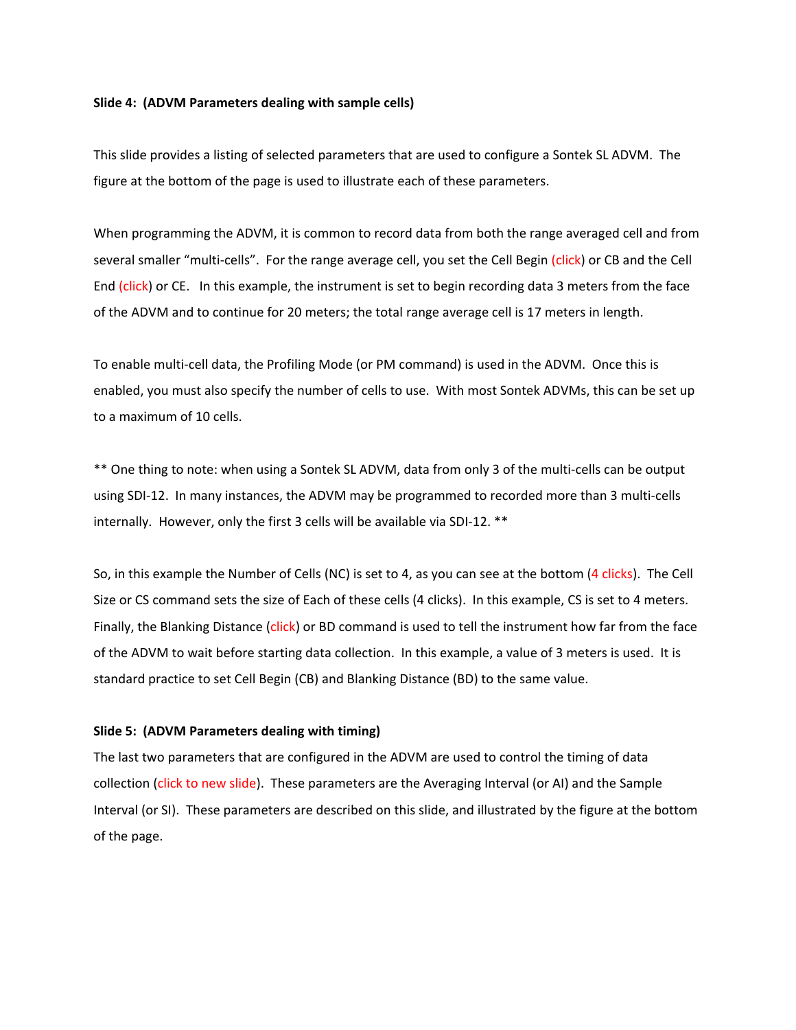**Slide 4: (ADVM Parameters dealing with sample cells)**

This slide provides a listing of selected parameters that are used to configure a Sontek SL ADVM. The figure at the bottom of the page is used to illustrate each of these parameters.

When programming the ADVM, it is common to record data from both the range averaged cell and from several smaller "multi-cells". For the range average cell, you set the Cell Begin (click) or CB and the Cell End (click) or CE. In this example, the instrument is set to begin recording data 3 meters from the face of the ADVM and to continue for 20 meters; the total range average cell is 17 meters in length.

To enable multi-cell data, the Profiling Mode (or PM command) is used in the ADVM. Once this is enabled, you must also specify the number of cells to use. With most Sontek ADVMs, this can be set up to a maximum of 10 cells.

** One thing to note: when using a Sontek SL ADVM, data from only 3 of the multi-cells can be output using SDI-12. In many instances, the ADVM may be programmed to recorded more than 3 multi-cells internally. However, only the first 3 cells will be available via SDI-12. **

So, in this example the Number of Cells (NC) is set to 4, as you can see at the bottom (4 clicks). The Cell Size or CS command sets the size of Each of these cells (4 clicks). In this example, CS is set to 4 meters. Finally, the Blanking Distance (click) or BD command is used to tell the instrument how far from the face of the ADVM to wait before starting data collection. In this example, a value of 3 meters is used. It is standard practice to set Cell Begin (CB) and Blanking Distance (BD) to the same value.

**Slide 5: (ADVM Parameters dealing with timing)**

The last two parameters that are configured in the ADVM are used to control the timing of data collection (click to new slide). These parameters are the Averaging Interval (or AI) and the Sample Interval (or SI). These parameters are described on this slide, and illustrated by the figure at the bottom of the page.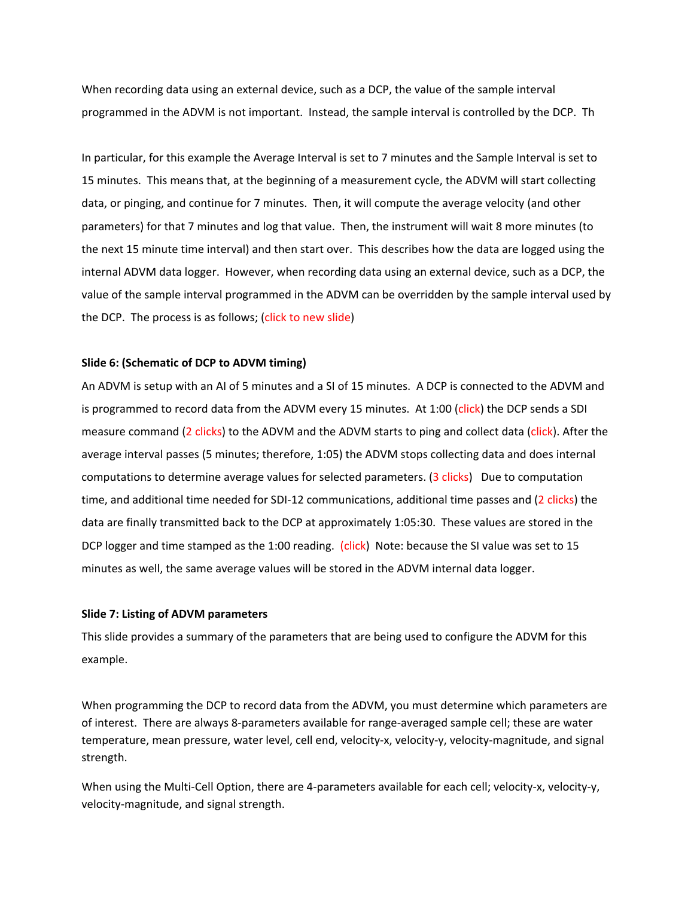When recording data using an external device, such as a DCP, the value of the sample interval programmed in the ADVM is not important. Instead, the sample interval is controlled by the DCP. Th

In particular, for this example the Average Interval is set to 7 minutes and the Sample Interval is set to 15 minutes. This means that, at the beginning of a measurement cycle, the ADVM will start collecting data, or pinging, and continue for 7 minutes. Then, it will compute the average velocity (and other parameters) for that 7 minutes and log that value. Then, the instrument will wait 8 more minutes (to the next 15 minute time interval) and then start over. This describes how the data are logged using the internal ADVM data logger. However, when recording data using an external device, such as a DCP, the value of the sample interval programmed in the ADVM can be overridden by the sample interval used by the DCP. The process is as follows; (click to new slide)

**Slide 6: (Schematic of DCP to ADVM timing)**

An ADVM is setup with an AI of 5 minutes and a SI of 15 minutes. A DCP is connected to the ADVM and is programmed to record data from the ADVM every 15 minutes. At 1:00 (click) the DCP sends a SDI measure command (2 clicks) to the ADVM and the ADVM starts to ping and collect data (click). After the average interval passes (5 minutes; therefore, 1:05) the ADVM stops collecting data and does internal computations to determine average values for selected parameters. (3 clicks) Due to computation time, and additional time needed for SDI-12 communications, additional time passes and (2 clicks) the data are finally transmitted back to the DCP at approximately 1:05:30. These values are stored in the DCP logger and time stamped as the 1:00 reading. (click) Note: because the SI value was set to 15 minutes as well, the same average values will be stored in the ADVM internal data logger.

**Slide 7: Listing of ADVM parameters**

This slide provides a summary of the parameters that are being used to configure the ADVM for this example.

When programming the DCP to record data from the ADVM, you must determine which parameters are of interest. There are always 8-parameters available for range-averaged sample cell; these are water temperature, mean pressure, water level, cell end, velocity-x, velocity-y, velocity-magnitude, and signal strength.

When using the Multi-Cell Option, there are 4-parameters available for each cell; velocity-x, velocity-y, velocity-magnitude, and signal strength.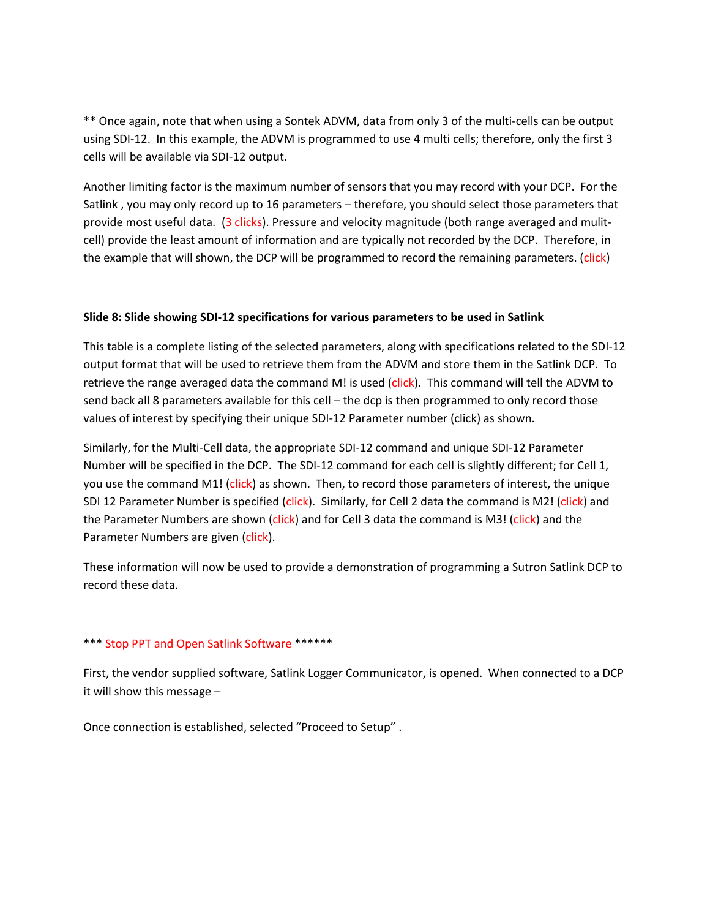** Once again, note that when using a Sontek ADVM, data from only 3 of the multi-cells can be output using SDI-12. In this example, the ADVM is programmed to use 4 multi cells; therefore, only the first 3 cells will be available via SDI-12 output.

Another limiting factor is the maximum number of sensors that you may record with your DCP. For the Satlink , you may only record up to 16 parameters – therefore, you should select those parameters that provide most useful data. (3 clicks). Pressure and velocity magnitude (both range averaged and mulit-cell) provide the least amount of information and are typically not recorded by the DCP. Therefore, in the example that will shown, the DCP will be programmed to record the remaining parameters. (click)

**Slide 8: Slide showing SDI-12 specifications for various parameters to be used in Satlink**

This table is a complete listing of the selected parameters, along with specifications related to the SDI-12 output format that will be used to retrieve them from the ADVM and store them in the Satlink DCP. To retrieve the range averaged data the command M! is used (click). This command will tell the ADVM to send back all 8 parameters available for this cell – the dcp is then programmed to only record those values of interest by specifying their unique SDI-12 Parameter number (click) as shown.

Similarly, for the Multi-Cell data, the appropriate SDI-12 command and unique SDI-12 Parameter Number will be specified in the DCP. The SDI-12 command for each cell is slightly different; for Cell 1, you use the command M1! (click) as shown. Then, to record those parameters of interest, the unique SDI 12 Parameter Number is specified (click). Similarly, for Cell 2 data the command is M2! (click) and the Parameter Numbers are shown (click) and for Cell 3 data the command is M3! (click) and the Parameter Numbers are given (click).

These information will now be used to provide a demonstration of programming a Sutron Satlink DCP to record these data.

*** Stop PPT and Open Satlink Software ******

First, the vendor supplied software, Satlink Logger Communicator, is opened. When connected to a DCP it will show this message –

Once connection is established, selected "Proceed to Setup" .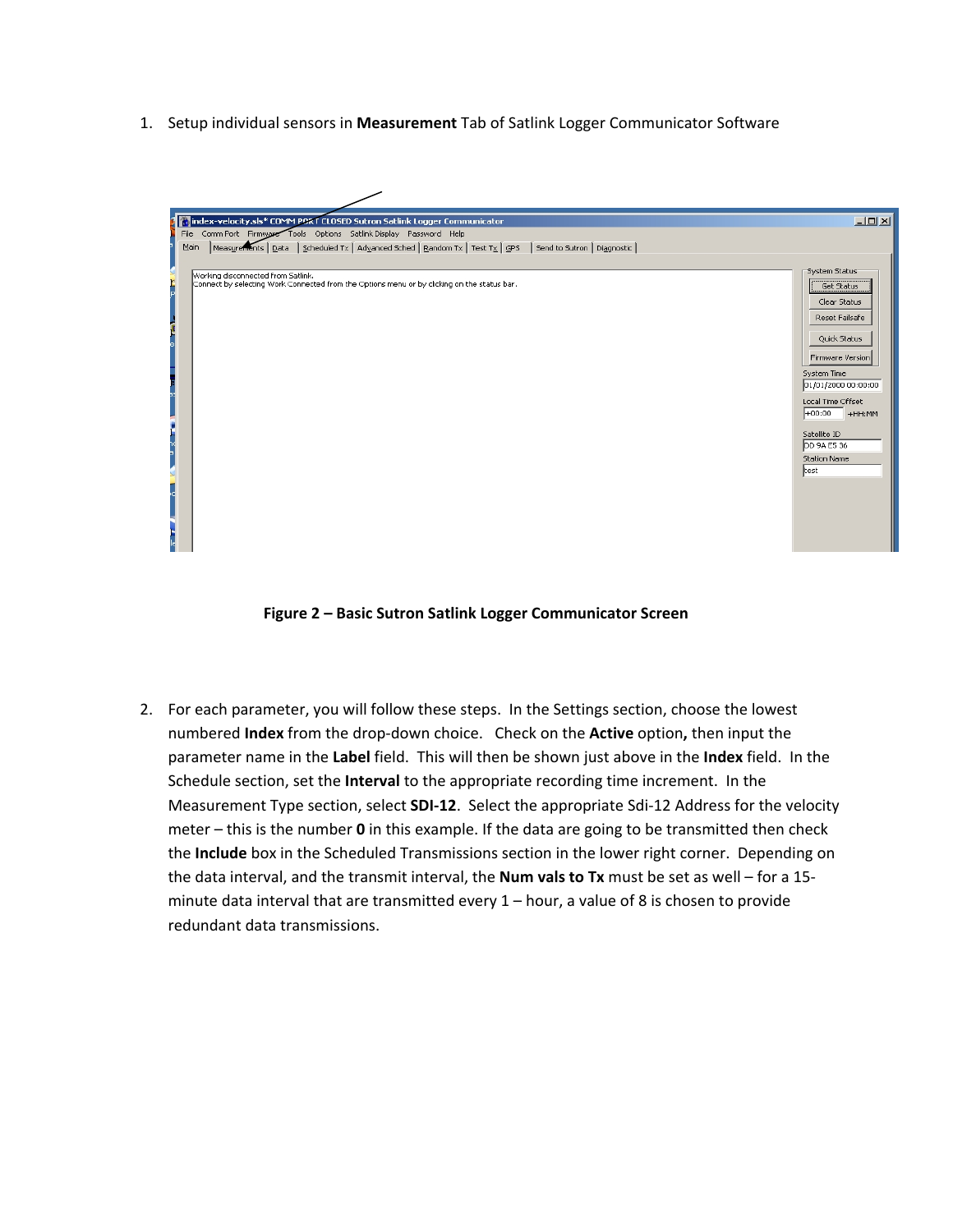1. Setup individual sensors in **Measurement** Tab of Satlink Logger Communicator Software

**Figure 2 – Basic Sutron Satlink Logger Communicator Screen**

2. For each parameter, you will follow these steps. In the Settings section, choose the lowest numbered **Index** from the drop-down choice. Check on the **Active** option**,** then input the parameter name in the **Label** field. This will then be shown just above in the **Index** field. In the Schedule section, set the **Interval** to the appropriate recording time increment. In the Measurement Type section, select **SDI-12**. Select the appropriate Sdi-12 Address for the velocity meter – this is the number **0** in this example. If the data are going to be transmitted then check the **Include** box in the Scheduled Transmissions section in the lower right corner. Depending on the data interval, and the transmit interval, the **Num vals to Tx** must be set as well – for a 15-minute data interval that are transmitted every 1 – hour, a value of 8 is chosen to provide redundant data transmissions.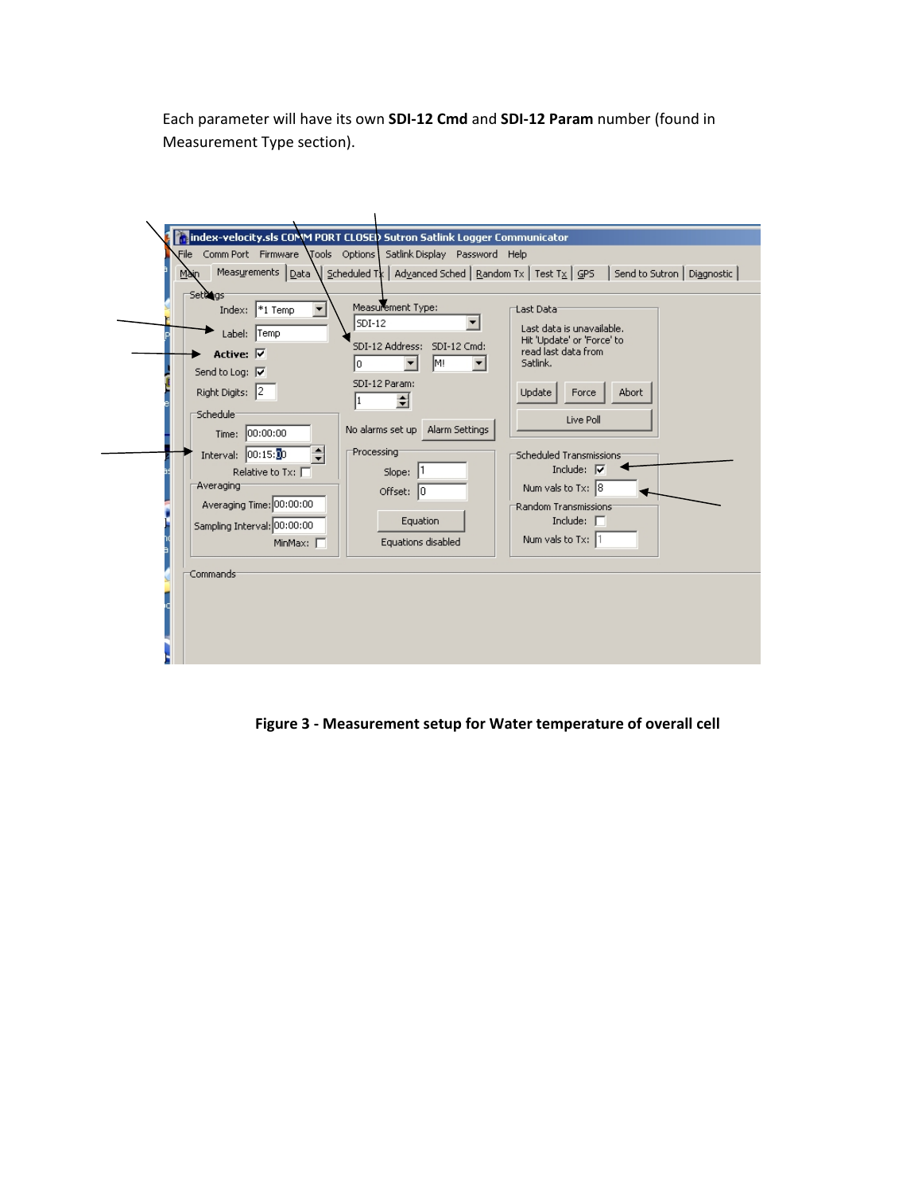Each parameter will have its own **SDI-12 Cmd** and **SDI-12 Param** number (found in Measurement Type section).

**Figure 3 - Measurement setup for Water temperature of overall cell**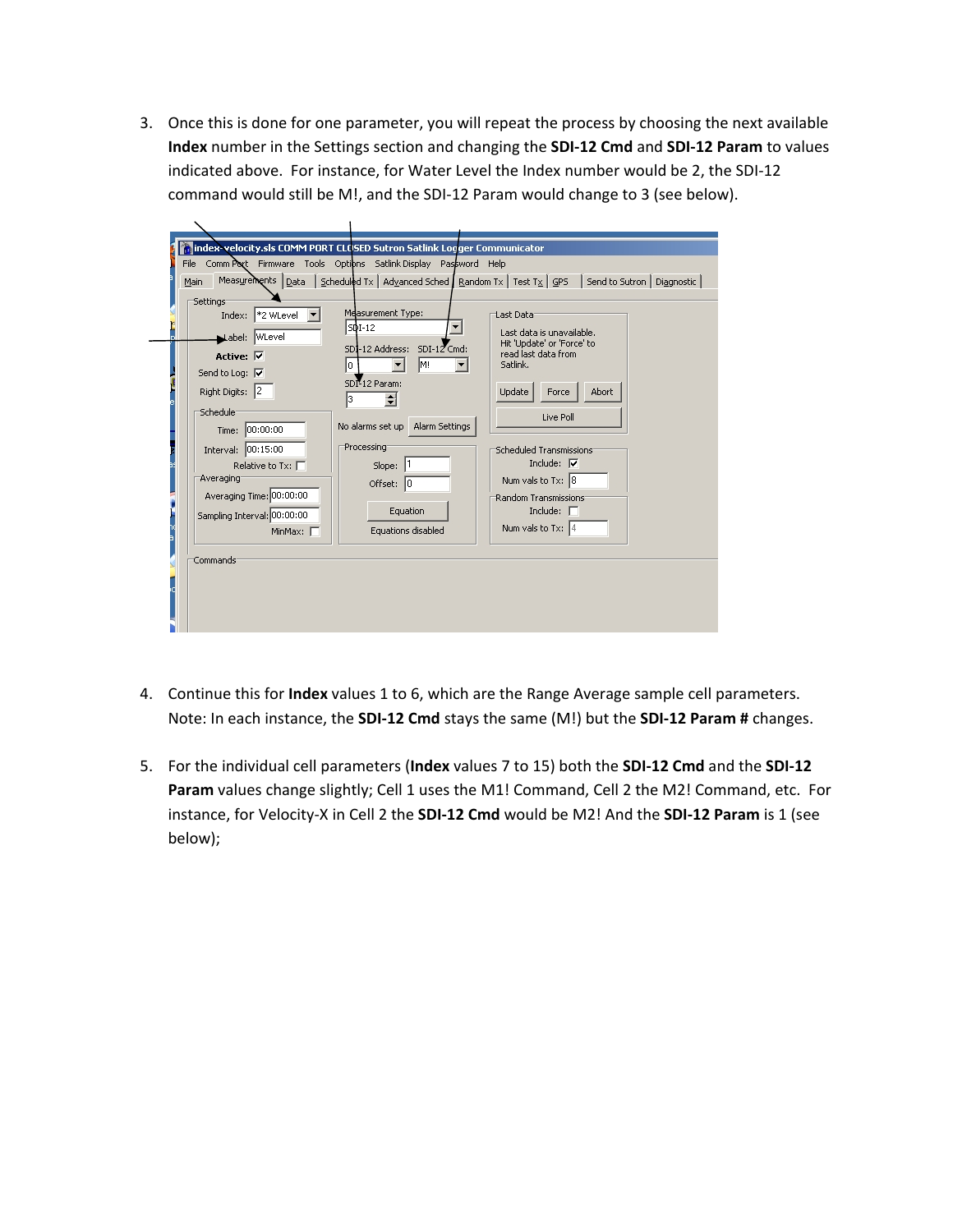3. Once this is done for one parameter, you will repeat the process by choosing the next available **Index** number in the Settings section and changing the **SDI-12 Cmd** and **SDI-12 Param** to values indicated above. For instance, for Water Level the Index number would be 2, the SDI-12 command would still be M!, and the SDI-12 Param would change to 3 (see below).

4. Continue this for **Index** values 1 to 6, which are the Range Average sample cell parameters. Note: In each instance, the **SDI-12 Cmd** stays the same (M!) but the **SDI-12 Param #** changes.

5. For the individual cell parameters (**Index** values 7 to 15) both the **SDI-12 Cmd** and the **SDI-12 Param** values change slightly; Cell 1 uses the M1! Command, Cell 2 the M2! Command, etc. For instance, for Velocity-X in Cell 2 the **SDI-12 Cmd** would be M2! And the **SDI-12 Param** is 1 (see below);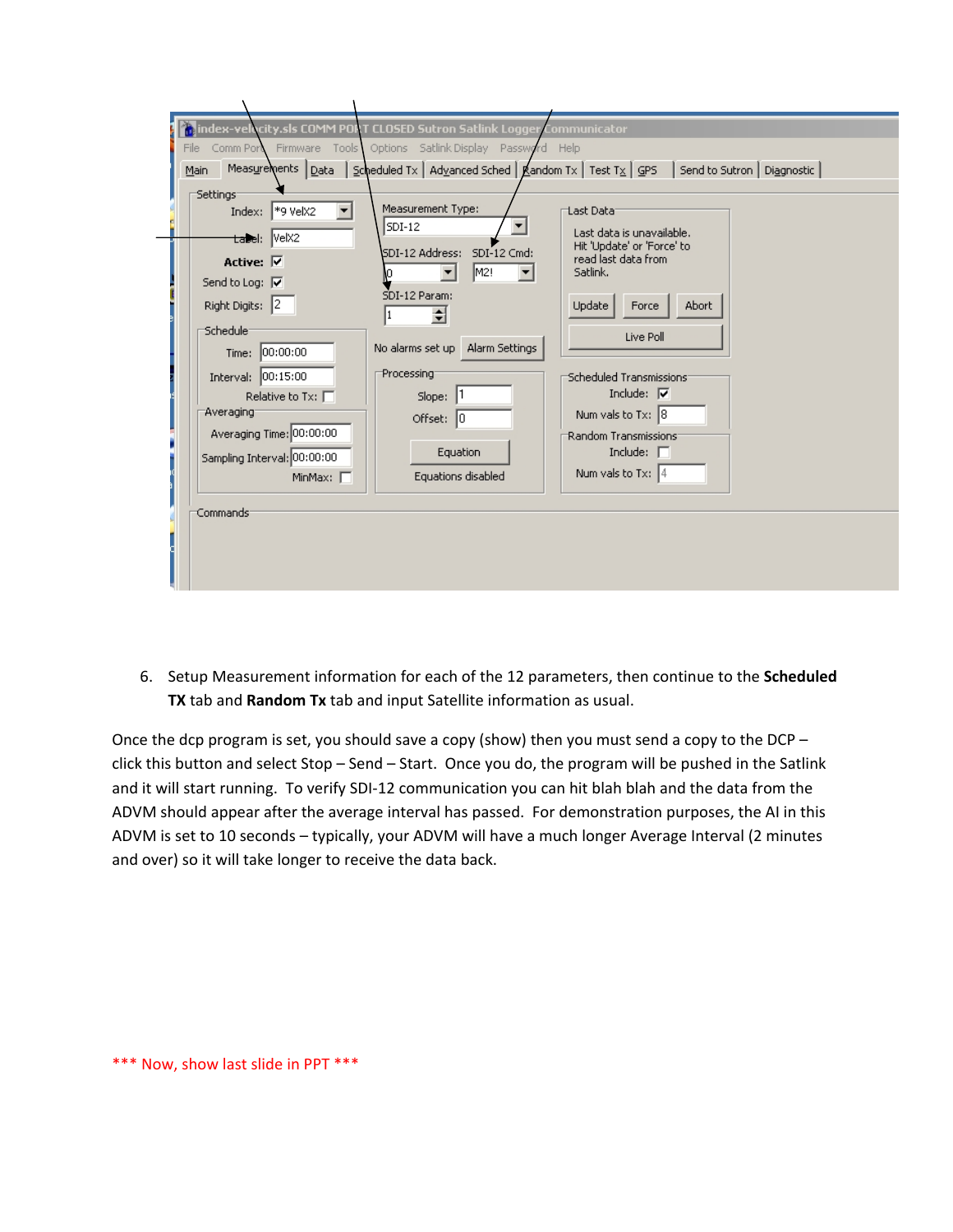6. Setup Measurement information for each of the 12 parameters, then continue to the **Scheduled TX** tab and **Random Tx** tab and input Satellite information as usual.

Once the dcp program is set, you should save a copy (show) then you must send a copy to the DCP – click this button and select Stop – Send – Start. Once you do, the program will be pushed in the Satlink and it will start running. To verify SDI-12 communication you can hit blah blah and the data from the ADVM should appear after the average interval has passed. For demonstration purposes, the AI in this ADVM is set to 10 seconds – typically, your ADVM will have a much longer Average Interval (2 minutes and over) so it will take longer to receive the data back.

*** Now, show last slide in PPT ***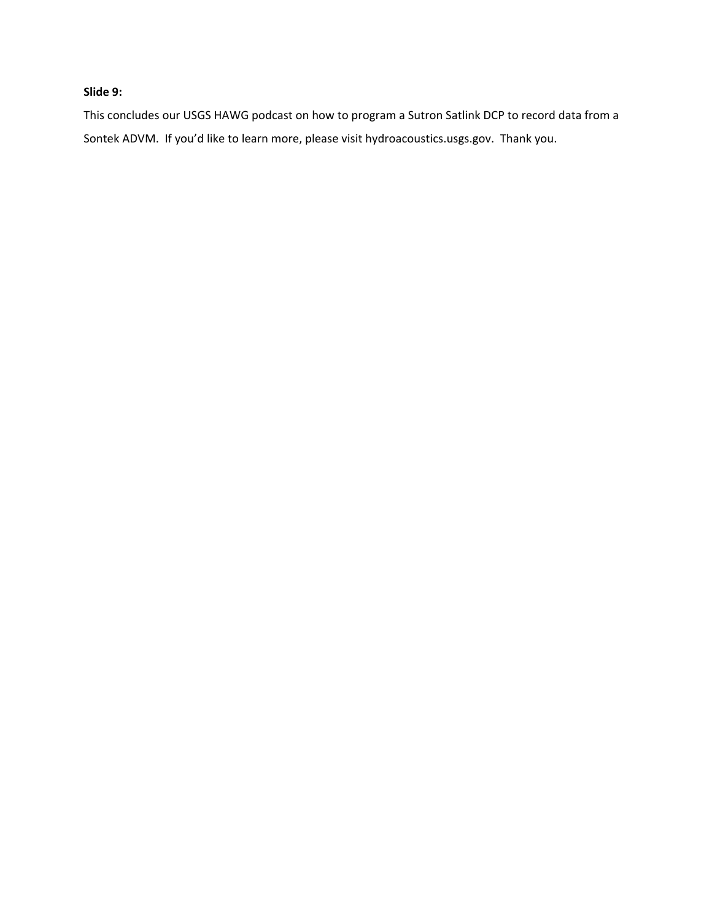**Slide 9:**

This concludes our USGS HAWG podcast on how to program a Sutron Satlink DCP to record data from a Sontek ADVM. If you'd like to learn more, please visit hydroacoustics.usgs.gov. Thank you.